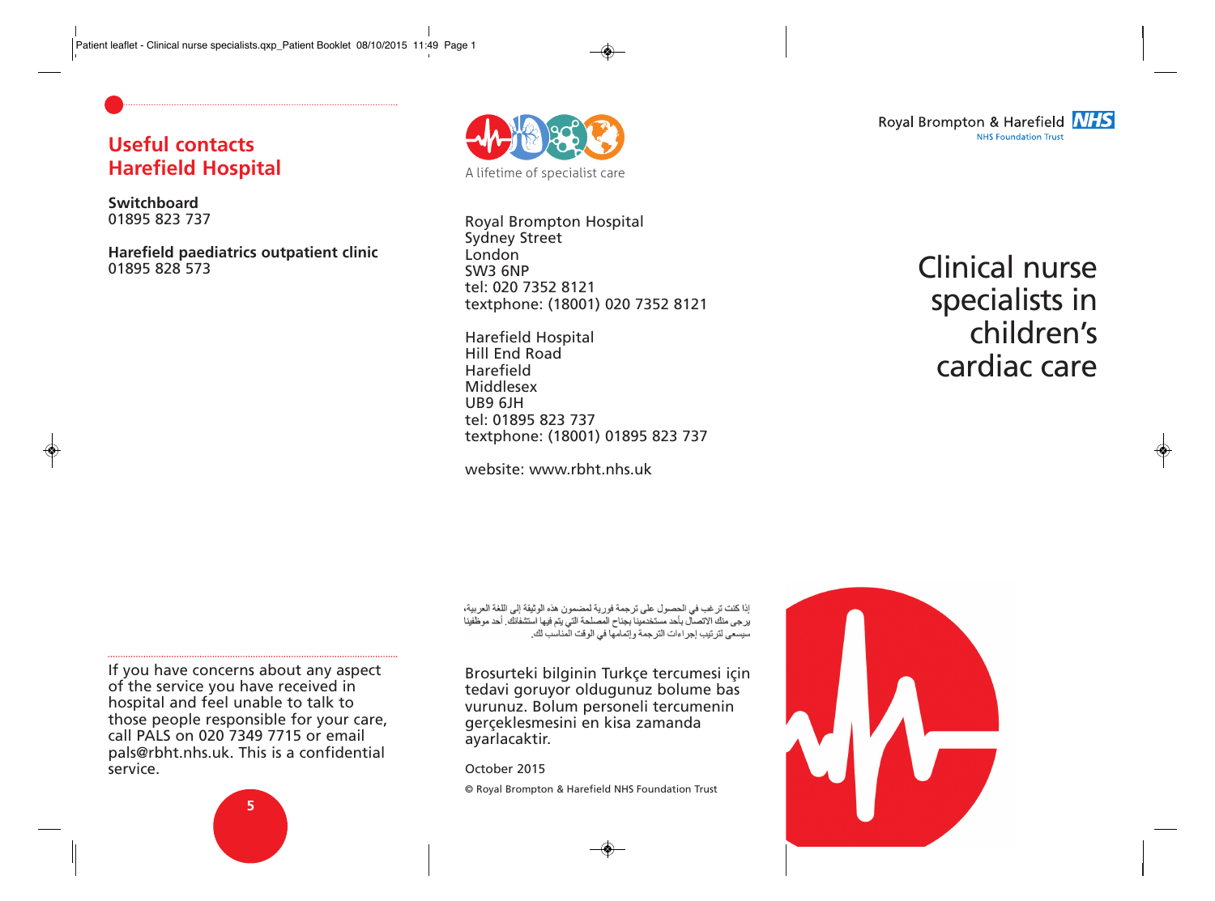## Useful contacts
## Harefield Hospital

**Switchboard**
01895 823 737

**Harefield paediatrics outpatient clinic**
01895 828 573

If you have concerns about any aspect of the service you have received in hospital and feel unable to talk to those people responsible for your care, call PALS on 020 7349 7715 or email pals@rbht.nhs.uk. This is a confidential service.

A lifetime of specialist care

Royal Brompton Hospital
Sydney Street
London
SW3 6NP
tel: 020 7352 8121
textphone: (18001) 020 7352 8121

Harefield Hospital
Hill End Road
Harefield
Middlesex
UB9 6JH
tel: 01895 823 737
textphone: (18001) 01895 823 737

website: www.rbht.nhs.uk

إذا كنت ترغب في الحصول على ترجمة فورية لمضمون هذه الوثيقة إلى اللغة العربية، يرجى منك الاتصال بأحد مستخدمينا بجناح المصلحة التي يتم فيها استشفائك. أحد موظفينا سيسعى لترتيب إجراءات الترجمة وإتمامها في الوقت المناسب لك.

Brosurteki bilginin Turkçe tercumesi için tedavi goruyor oldugunuz bolume bas vurunuz. Bolum personeli tercumenin gerçeklesmesini en kisa zamanda ayarlacaktir.

October 2015

© Royal Brompton & Harefield NHS Foundation Trust

Royal Brompton & Harefield NHS
NHS Foundation Trust

# Clinical nurse specialists in children's cardiac care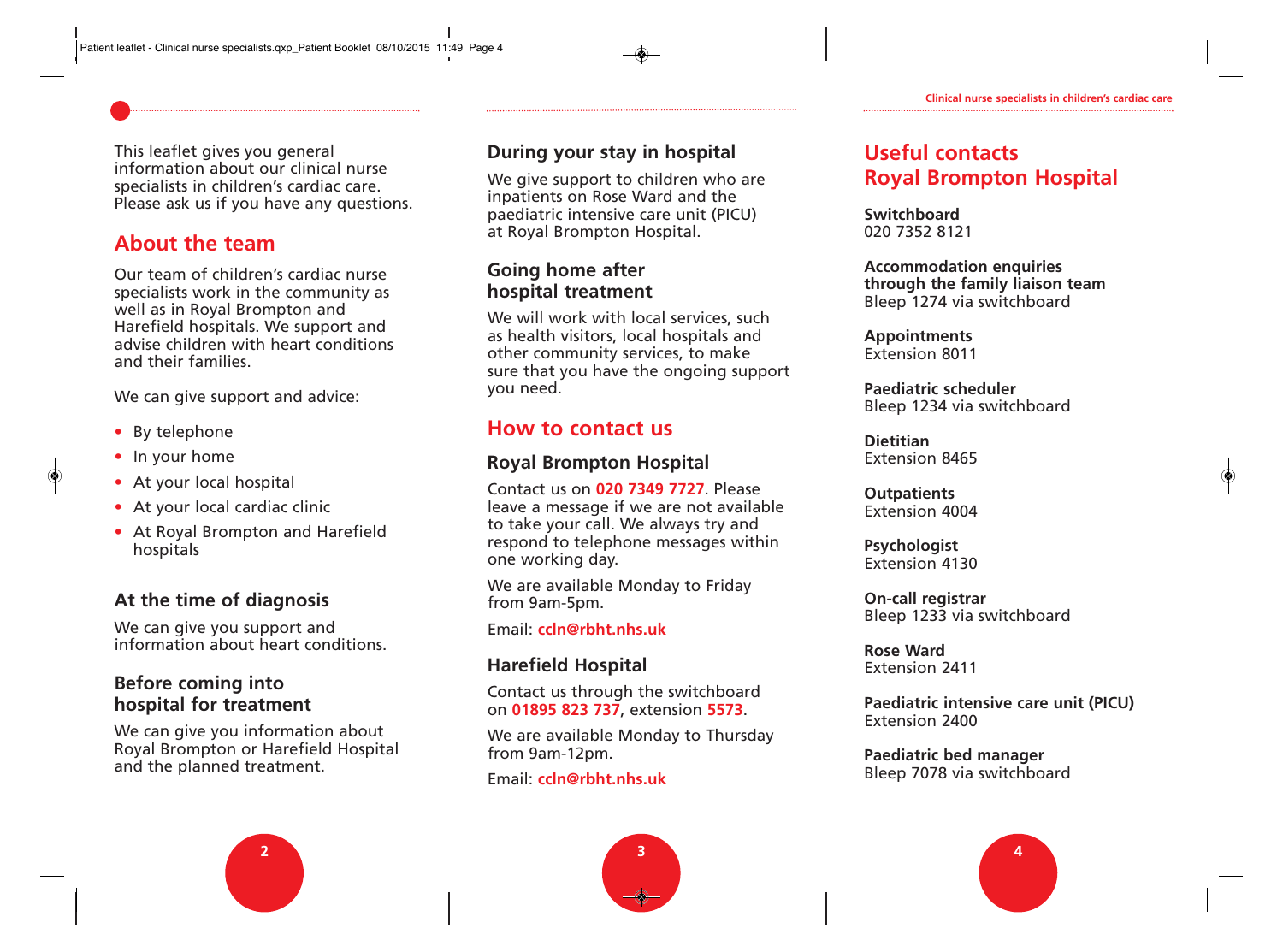This leaflet gives you general information about our clinical nurse specialists in children's cardiac care. Please ask us if you have any questions.

## About the team

Our team of children's cardiac nurse specialists work in the community as well as in Royal Brompton and Harefield hospitals. We support and advise children with heart conditions and their families.

We can give support and advice:

- By telephone
- In your home
- At your local hospital
- At your local cardiac clinic
- At Royal Brompton and Harefield hospitals

### At the time of diagnosis

We can give you support and information about heart conditions.

### Before coming into hospital for treatment

We can give you information about Royal Brompton or Harefield Hospital and the planned treatment.

### During your stay in hospital

We give support to children who are inpatients on Rose Ward and the paediatric intensive care unit (PICU) at Royal Brompton Hospital.

### Going home after hospital treatment

We will work with local services, such as health visitors, local hospitals and other community services, to make sure that you have the ongoing support you need.

## How to contact us

### Royal Brompton Hospital

Contact us on **020 7349 7727**. Please leave a message if we are not available to take your call. We always try and respond to telephone messages within one working day.

We are available Monday to Friday from 9am-5pm.

Email: **ccln@rbht.nhs.uk**

### Harefield Hospital

Contact us through the switchboard on **01895 823 737**, extension **5573**.

We are available Monday to Thursday from 9am-12pm.

Email: **ccln@rbht.nhs.uk**

## Useful contacts Royal Brompton Hospital

**Switchboard**
020 7352 8121

**Accommodation enquiries through the family liaison team**
Bleep 1274 via switchboard

**Appointments**
Extension 8011

**Paediatric scheduler**
Bleep 1234 via switchboard

**Dietitian**
Extension 8465

**Outpatients**
Extension 4004

**Psychologist**
Extension 4130

**On-call registrar**
Bleep 1233 via switchboard

**Rose Ward**
Extension 2411

**Paediatric intensive care unit (PICU)**
Extension 2400

**Paediatric bed manager**
Bleep 7078 via switchboard